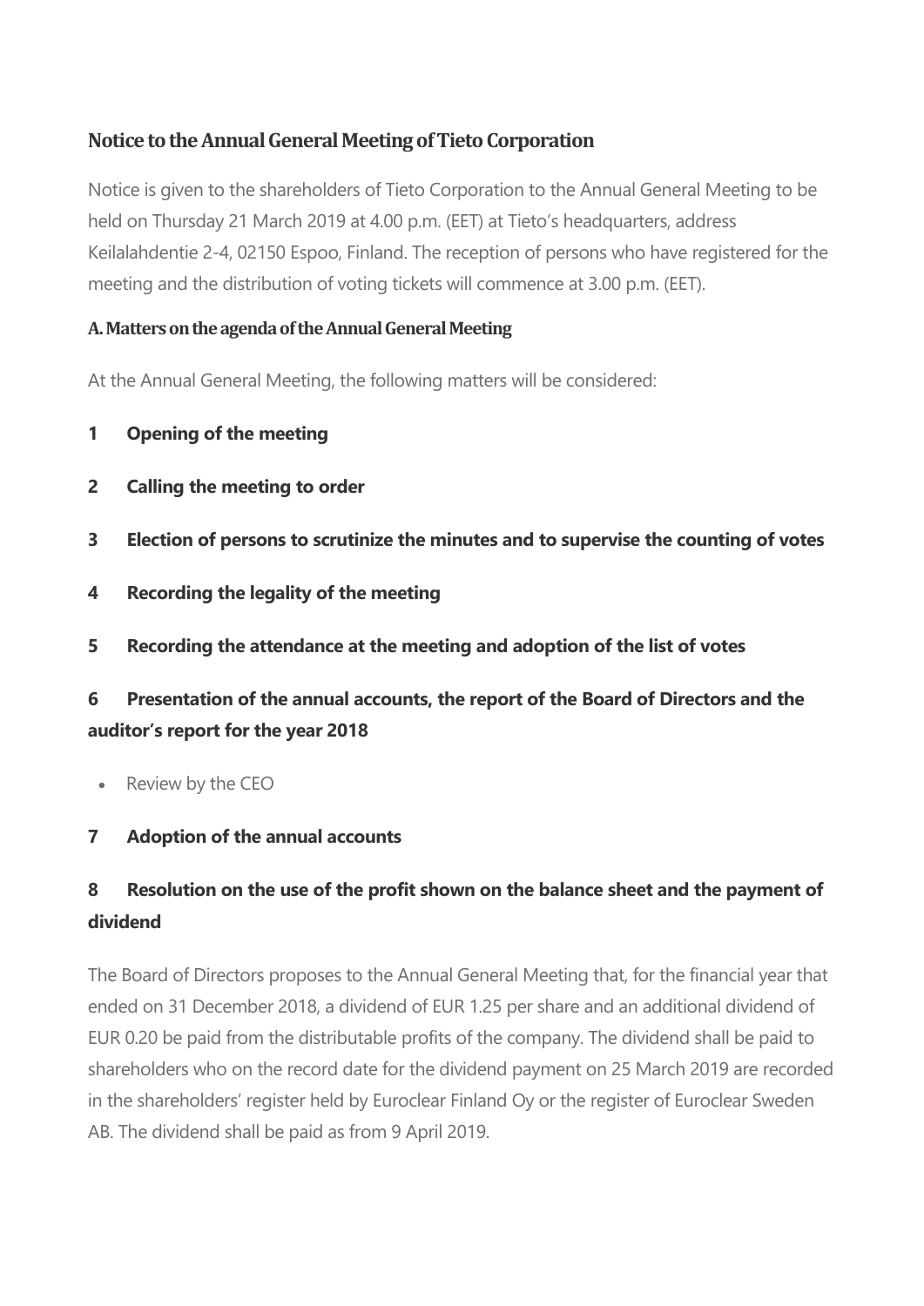## Notice to the Annual General Meeting of Tieto Corporation

Notice is given to the shareholders of Tieto Corporation to the Annual General Meeting to be held on Thursday 21 March 2019 at 4.00 p.m. (EET) at Tieto's headquarters, address Keilalahdentie 2-4, 02150 Espoo, Finland. The reception of persons who have registered for the meeting and the distribution of voting tickets will commence at 3.00 p.m. (EET).

### A. Matters on the agenda of the Annual General Meeting

At the Annual General Meeting, the following matters will be considered:

**1 Opening of the meeting**

**2 Calling the meeting to order**

**3 Election of persons to scrutinize the minutes and to supervise the counting of votes**

**4 Recording the legality of the meeting**

**5 Recording the attendance at the meeting and adoption of the list of votes**

**6 Presentation of the annual accounts, the report of the Board of Directors and the auditor's report for the year 2018**

- Review by the CEO

**7 Adoption of the annual accounts**

**8 Resolution on the use of the profit shown on the balance sheet and the payment of dividend**

The Board of Directors proposes to the Annual General Meeting that, for the financial year that ended on 31 December 2018, a dividend of EUR 1.25 per share and an additional dividend of EUR 0.20 be paid from the distributable profits of the company. The dividend shall be paid to shareholders who on the record date for the dividend payment on 25 March 2019 are recorded in the shareholders' register held by Euroclear Finland Oy or the register of Euroclear Sweden AB. The dividend shall be paid as from 9 April 2019.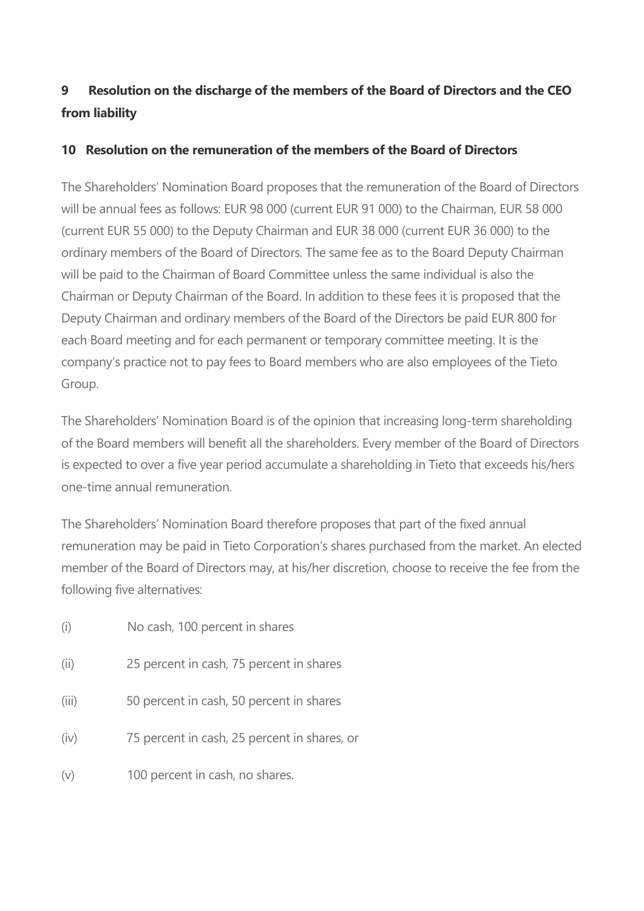**9 Resolution on the discharge of the members of the Board of Directors and the CEO from liability**

**10 Resolution on the remuneration of the members of the Board of Directors**

The Shareholders' Nomination Board proposes that the remuneration of the Board of Directors will be annual fees as follows: EUR 98 000 (current EUR 91 000) to the Chairman, EUR 58 000 (current EUR 55 000) to the Deputy Chairman and EUR 38 000 (current EUR 36 000) to the ordinary members of the Board of Directors. The same fee as to the Board Deputy Chairman will be paid to the Chairman of Board Committee unless the same individual is also the Chairman or Deputy Chairman of the Board. In addition to these fees it is proposed that the Deputy Chairman and ordinary members of the Board of the Directors be paid EUR 800 for each Board meeting and for each permanent or temporary committee meeting. It is the company's practice not to pay fees to Board members who are also employees of the Tieto Group.

The Shareholders' Nomination Board is of the opinion that increasing long-term shareholding of the Board members will benefit all the shareholders. Every member of the Board of Directors is expected to over a five year period accumulate a shareholding in Tieto that exceeds his/hers one-time annual remuneration.

The Shareholders' Nomination Board therefore proposes that part of the fixed annual remuneration may be paid in Tieto Corporation's shares purchased from the market. An elected member of the Board of Directors may, at his/her discretion, choose to receive the fee from the following five alternatives:

(i) No cash, 100 percent in shares

(ii) 25 percent in cash, 75 percent in shares

(iii) 50 percent in cash, 50 percent in shares

(iv) 75 percent in cash, 25 percent in shares, or

(v) 100 percent in cash, no shares.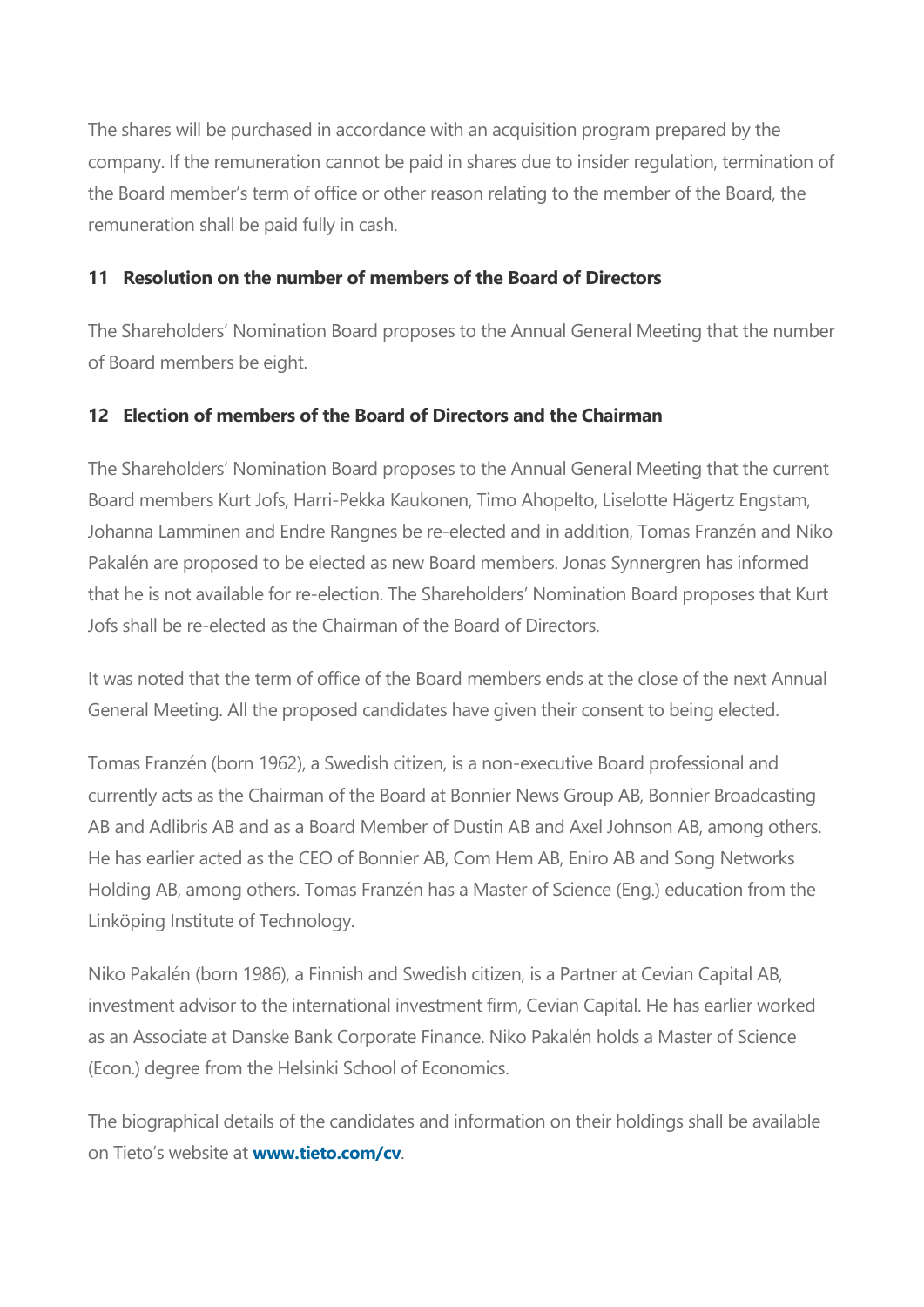The shares will be purchased in accordance with an acquisition program prepared by the company. If the remuneration cannot be paid in shares due to insider regulation, termination of the Board member's term of office or other reason relating to the member of the Board, the remuneration shall be paid fully in cash.

### 11 Resolution on the number of members of the Board of Directors

The Shareholders' Nomination Board proposes to the Annual General Meeting that the number of Board members be eight.

### 12 Election of members of the Board of Directors and the Chairman

The Shareholders' Nomination Board proposes to the Annual General Meeting that the current Board members Kurt Jofs, Harri-Pekka Kaukonen, Timo Ahopelto, Liselotte Hägertz Engstam, Johanna Lamminen and Endre Rangnes be re-elected and in addition, Tomas Franzén and Niko Pakalén are proposed to be elected as new Board members. Jonas Synnergren has informed that he is not available for re-election. The Shareholders' Nomination Board proposes that Kurt Jofs shall be re-elected as the Chairman of the Board of Directors.

It was noted that the term of office of the Board members ends at the close of the next Annual General Meeting. All the proposed candidates have given their consent to being elected.

Tomas Franzén (born 1962), a Swedish citizen, is a non-executive Board professional and currently acts as the Chairman of the Board at Bonnier News Group AB, Bonnier Broadcasting AB and Adlibris AB and as a Board Member of Dustin AB and Axel Johnson AB, among others. He has earlier acted as the CEO of Bonnier AB, Com Hem AB, Eniro AB and Song Networks Holding AB, among others. Tomas Franzén has a Master of Science (Eng.) education from the Linköping Institute of Technology.

Niko Pakalén (born 1986), a Finnish and Swedish citizen, is a Partner at Cevian Capital AB, investment advisor to the international investment firm, Cevian Capital. He has earlier worked as an Associate at Danske Bank Corporate Finance. Niko Pakalén holds a Master of Science (Econ.) degree from the Helsinki School of Economics.

The biographical details of the candidates and information on their holdings shall be available on Tieto's website at **www.tieto.com/cv**.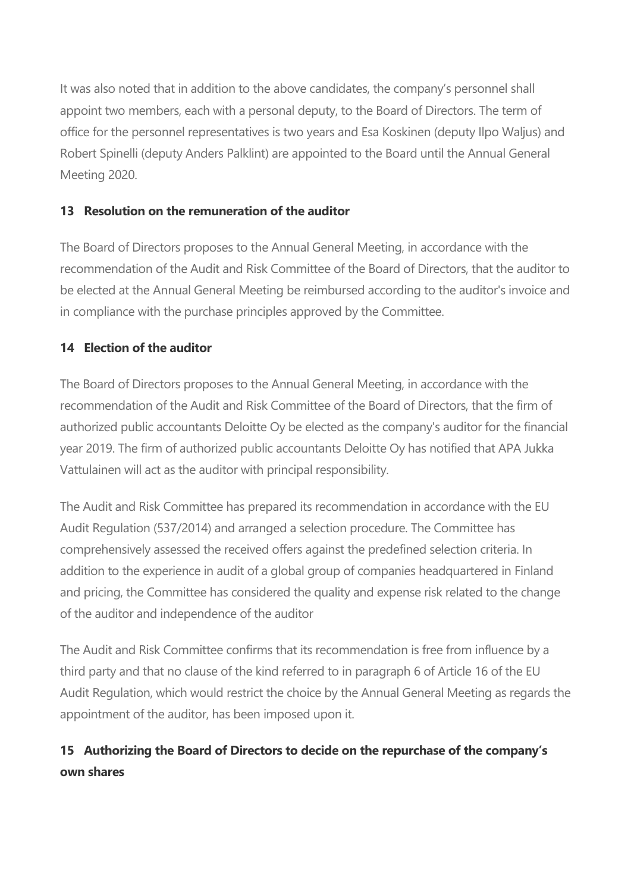It was also noted that in addition to the above candidates, the company's personnel shall appoint two members, each with a personal deputy, to the Board of Directors. The term of office for the personnel representatives is two years and Esa Koskinen (deputy Ilpo Waljus) and Robert Spinelli (deputy Anders Palklint) are appointed to the Board until the Annual General Meeting 2020.

### 13 Resolution on the remuneration of the auditor

The Board of Directors proposes to the Annual General Meeting, in accordance with the recommendation of the Audit and Risk Committee of the Board of Directors, that the auditor to be elected at the Annual General Meeting be reimbursed according to the auditor's invoice and in compliance with the purchase principles approved by the Committee.

### 14 Election of the auditor

The Board of Directors proposes to the Annual General Meeting, in accordance with the recommendation of the Audit and Risk Committee of the Board of Directors, that the firm of authorized public accountants Deloitte Oy be elected as the company's auditor for the financial year 2019. The firm of authorized public accountants Deloitte Oy has notified that APA Jukka Vattulainen will act as the auditor with principal responsibility.

The Audit and Risk Committee has prepared its recommendation in accordance with the EU Audit Regulation (537/2014) and arranged a selection procedure. The Committee has comprehensively assessed the received offers against the predefined selection criteria. In addition to the experience in audit of a global group of companies headquartered in Finland and pricing, the Committee has considered the quality and expense risk related to the change of the auditor and independence of the auditor

The Audit and Risk Committee confirms that its recommendation is free from influence by a third party and that no clause of the kind referred to in paragraph 6 of Article 16 of the EU Audit Regulation, which would restrict the choice by the Annual General Meeting as regards the appointment of the auditor, has been imposed upon it.

### 15 Authorizing the Board of Directors to decide on the repurchase of the company's own shares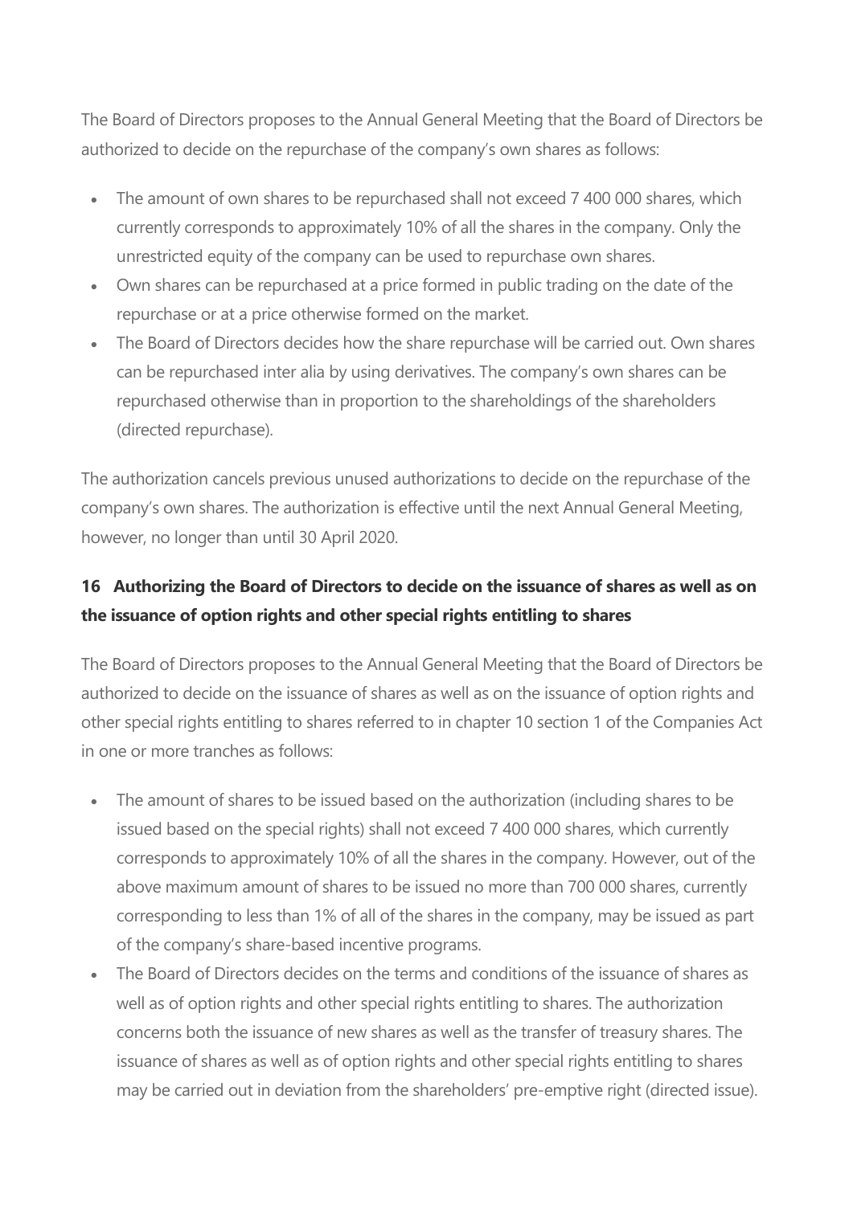The Board of Directors proposes to the Annual General Meeting that the Board of Directors be authorized to decide on the repurchase of the company's own shares as follows:

- The amount of own shares to be repurchased shall not exceed 7 400 000 shares, which currently corresponds to approximately 10% of all the shares in the company. Only the unrestricted equity of the company can be used to repurchase own shares.
- Own shares can be repurchased at a price formed in public trading on the date of the repurchase or at a price otherwise formed on the market.
- The Board of Directors decides how the share repurchase will be carried out. Own shares can be repurchased inter alia by using derivatives. The company's own shares can be repurchased otherwise than in proportion to the shareholdings of the shareholders (directed repurchase).

The authorization cancels previous unused authorizations to decide on the repurchase of the company's own shares. The authorization is effective until the next Annual General Meeting, however, no longer than until 30 April 2020.

## 16 Authorizing the Board of Directors to decide on the issuance of shares as well as on the issuance of option rights and other special rights entitling to shares

The Board of Directors proposes to the Annual General Meeting that the Board of Directors be authorized to decide on the issuance of shares as well as on the issuance of option rights and other special rights entitling to shares referred to in chapter 10 section 1 of the Companies Act in one or more tranches as follows:

- The amount of shares to be issued based on the authorization (including shares to be issued based on the special rights) shall not exceed 7 400 000 shares, which currently corresponds to approximately 10% of all the shares in the company. However, out of the above maximum amount of shares to be issued no more than 700 000 shares, currently corresponding to less than 1% of all of the shares in the company, may be issued as part of the company's share-based incentive programs.
- The Board of Directors decides on the terms and conditions of the issuance of shares as well as of option rights and other special rights entitling to shares. The authorization concerns both the issuance of new shares as well as the transfer of treasury shares. The issuance of shares as well as of option rights and other special rights entitling to shares may be carried out in deviation from the shareholders' pre-emptive right (directed issue).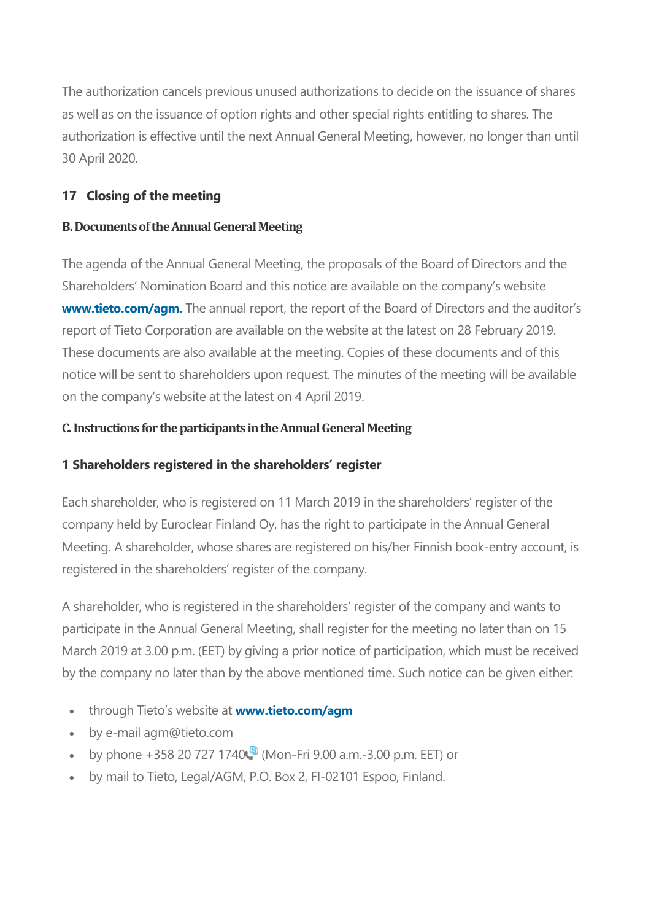The authorization cancels previous unused authorizations to decide on the issuance of shares as well as on the issuance of option rights and other special rights entitling to shares. The authorization is effective until the next Annual General Meeting, however, no longer than until 30 April 2020.

### 17 Closing of the meeting

## B. Documents of the Annual General Meeting

The agenda of the Annual General Meeting, the proposals of the Board of Directors and the Shareholders' Nomination Board and this notice are available on the company's website **www.tieto.com/agm.** The annual report, the report of the Board of Directors and the auditor's report of Tieto Corporation are available on the website at the latest on 28 February 2019. These documents are also available at the meeting. Copies of these documents and of this notice will be sent to shareholders upon request. The minutes of the meeting will be available on the company's website at the latest on 4 April 2019.

## C. Instructions for the participants in the Annual General Meeting

### 1 Shareholders registered in the shareholders' register

Each shareholder, who is registered on 11 March 2019 in the shareholders' register of the company held by Euroclear Finland Oy, has the right to participate in the Annual General Meeting. A shareholder, whose shares are registered on his/her Finnish book-entry account, is registered in the shareholders' register of the company.

A shareholder, who is registered in the shareholders' register of the company and wants to participate in the Annual General Meeting, shall register for the meeting no later than on 15 March 2019 at 3.00 p.m. (EET) by giving a prior notice of participation, which must be received by the company no later than by the above mentioned time. Such notice can be given either:

- through Tieto's website at **www.tieto.com/agm**
- by e-mail agm@tieto.com
- by phone +358 20 727 1740 (Mon-Fri 9.00 a.m.-3.00 p.m. EET) or
- by mail to Tieto, Legal/AGM, P.O. Box 2, FI-02101 Espoo, Finland.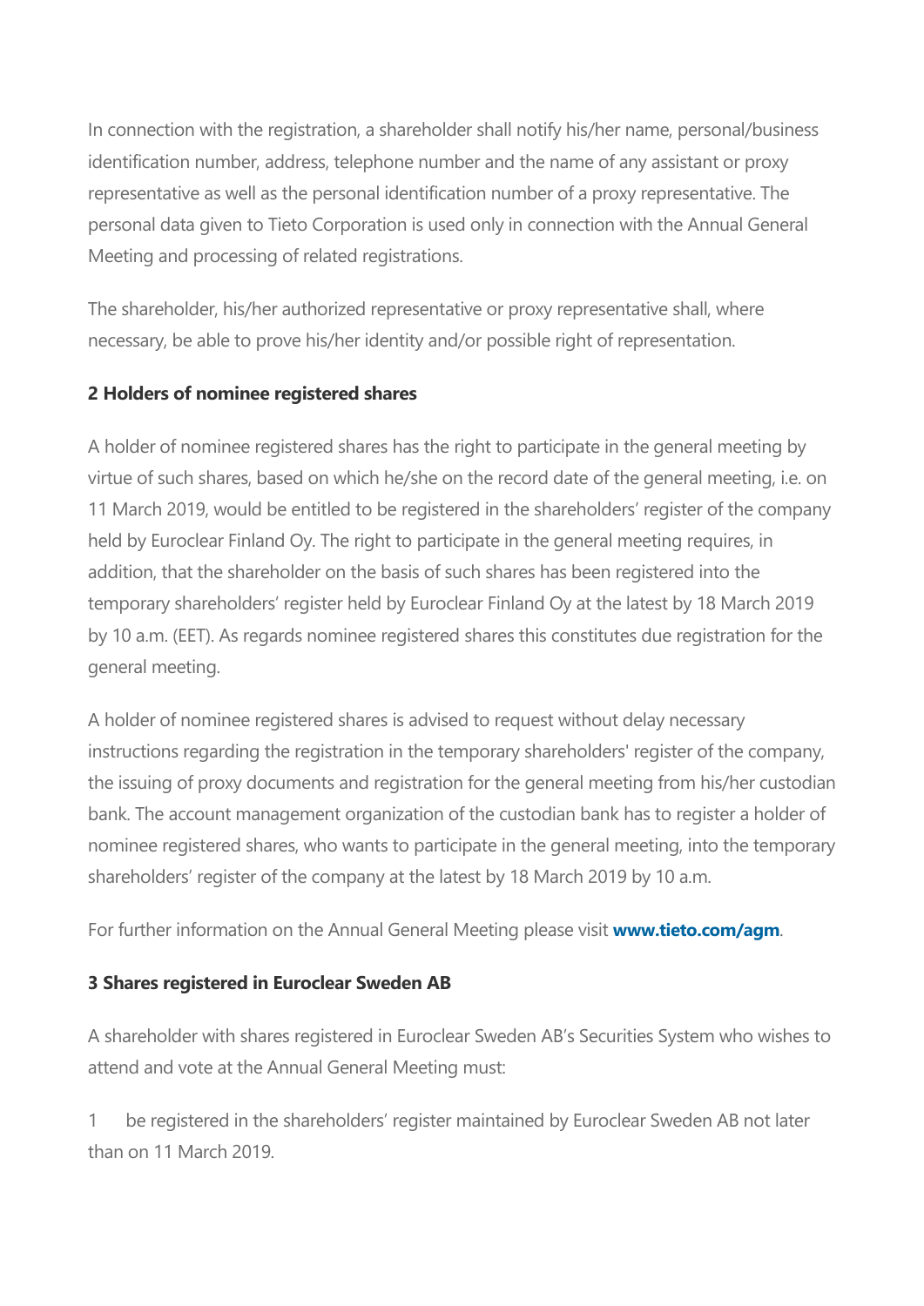In connection with the registration, a shareholder shall notify his/her name, personal/business identification number, address, telephone number and the name of any assistant or proxy representative as well as the personal identification number of a proxy representative. The personal data given to Tieto Corporation is used only in connection with the Annual General Meeting and processing of related registrations.

The shareholder, his/her authorized representative or proxy representative shall, where necessary, be able to prove his/her identity and/or possible right of representation.

**2 Holders of nominee registered shares**

A holder of nominee registered shares has the right to participate in the general meeting by virtue of such shares, based on which he/she on the record date of the general meeting, i.e. on 11 March 2019, would be entitled to be registered in the shareholders' register of the company held by Euroclear Finland Oy. The right to participate in the general meeting requires, in addition, that the shareholder on the basis of such shares has been registered into the temporary shareholders' register held by Euroclear Finland Oy at the latest by 18 March 2019 by 10 a.m. (EET). As regards nominee registered shares this constitutes due registration for the general meeting.

A holder of nominee registered shares is advised to request without delay necessary instructions regarding the registration in the temporary shareholders' register of the company, the issuing of proxy documents and registration for the general meeting from his/her custodian bank. The account management organization of the custodian bank has to register a holder of nominee registered shares, who wants to participate in the general meeting, into the temporary shareholders' register of the company at the latest by 18 March 2019 by 10 a.m.

For further information on the Annual General Meeting please visit **www.tieto.com/agm**.

**3 Shares registered in Euroclear Sweden AB**

A shareholder with shares registered in Euroclear Sweden AB's Securities System who wishes to attend and vote at the Annual General Meeting must:

1 be registered in the shareholders' register maintained by Euroclear Sweden AB not later than on 11 March 2019.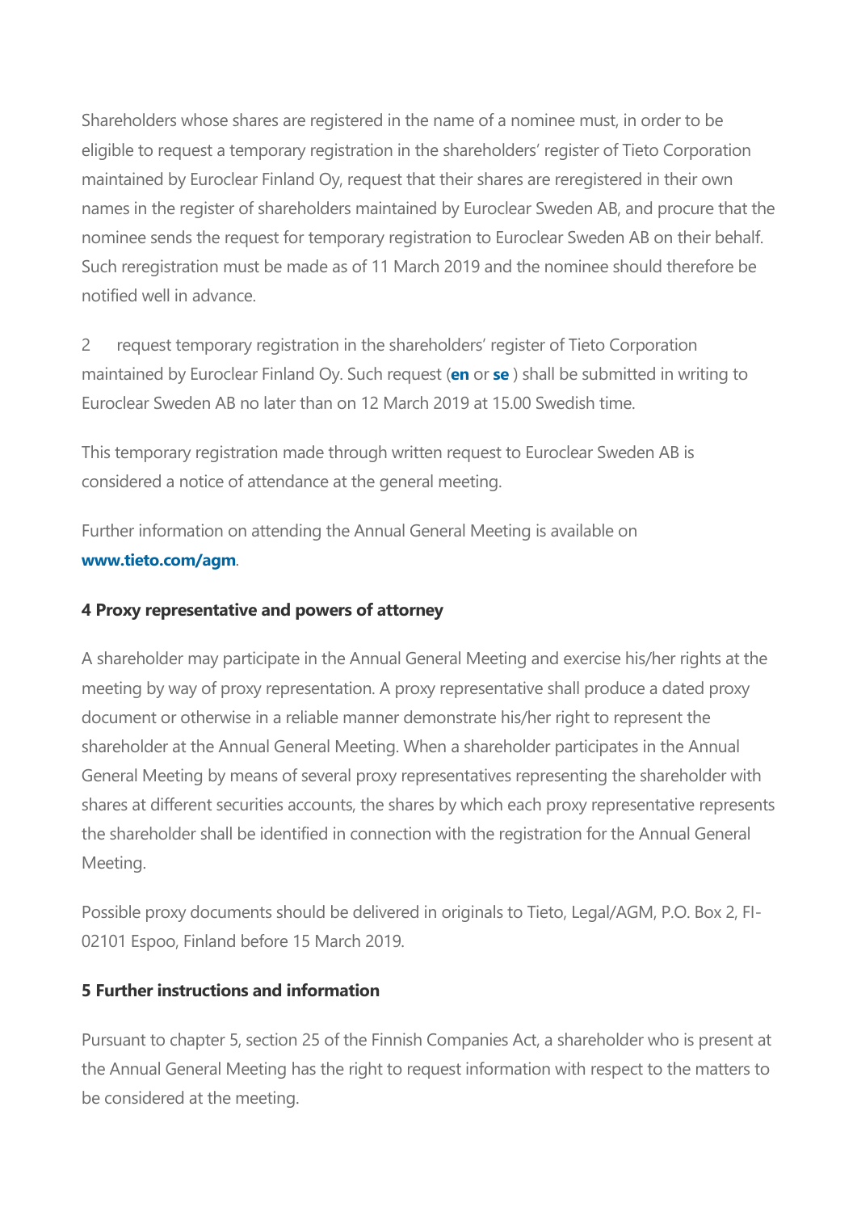Shareholders whose shares are registered in the name of a nominee must, in order to be eligible to request a temporary registration in the shareholders' register of Tieto Corporation maintained by Euroclear Finland Oy, request that their shares are reregistered in their own names in the register of shareholders maintained by Euroclear Sweden AB, and procure that the nominee sends the request for temporary registration to Euroclear Sweden AB on their behalf. Such reregistration must be made as of 11 March 2019 and the nominee should therefore be notified well in advance.

2 request temporary registration in the shareholders' register of Tieto Corporation maintained by Euroclear Finland Oy. Such request (**en** or **se** ) shall be submitted in writing to Euroclear Sweden AB no later than on 12 March 2019 at 15.00 Swedish time.

This temporary registration made through written request to Euroclear Sweden AB is considered a notice of attendance at the general meeting.

Further information on attending the Annual General Meeting is available on **www.tieto.com/agm**.

**4 Proxy representative and powers of attorney**

A shareholder may participate in the Annual General Meeting and exercise his/her rights at the meeting by way of proxy representation. A proxy representative shall produce a dated proxy document or otherwise in a reliable manner demonstrate his/her right to represent the shareholder at the Annual General Meeting. When a shareholder participates in the Annual General Meeting by means of several proxy representatives representing the shareholder with shares at different securities accounts, the shares by which each proxy representative represents the shareholder shall be identified in connection with the registration for the Annual General Meeting.

Possible proxy documents should be delivered in originals to Tieto, Legal/AGM, P.O. Box 2, FI-02101 Espoo, Finland before 15 March 2019.

**5 Further instructions and information**

Pursuant to chapter 5, section 25 of the Finnish Companies Act, a shareholder who is present at the Annual General Meeting has the right to request information with respect to the matters to be considered at the meeting.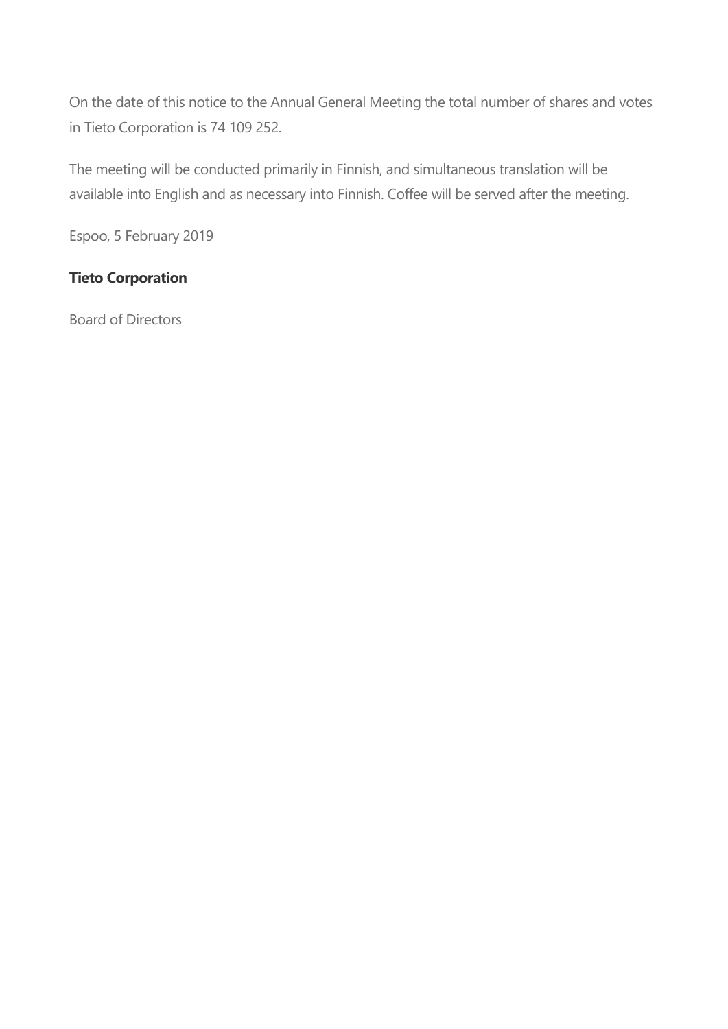On the date of this notice to the Annual General Meeting the total number of shares and votes in Tieto Corporation is 74 109 252.

The meeting will be conducted primarily in Finnish, and simultaneous translation will be available into English and as necessary into Finnish. Coffee will be served after the meeting.

Espoo, 5 February 2019

**Tieto Corporation**

Board of Directors